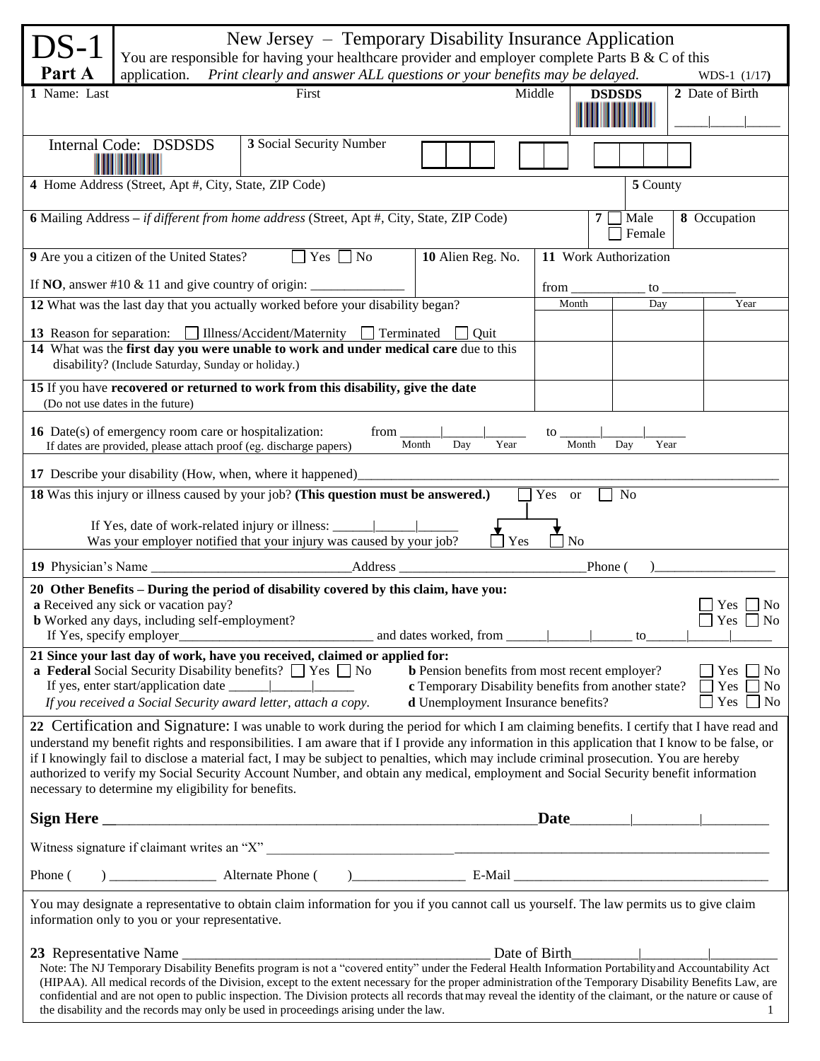# DS-1 Part A

## New Jersey – Temporary Disability Insurance Application

You are responsible for having your healthcare provider and employer complete Parts B & C of this application. *Print clearly and answer ALL questions or your benefits may be delayed.* WDS-1 (1/17)

| 1 Name: Last | First | Middle | DSDSDS | 2 Date of Birth |
|---|---|---|---|---|
| | | | | ____\|____\|____ |

Internal Code: DSDSDS

**3** Social Security Number [ ][ ][ ] [ ][ ] [ ][ ][ ][ ]

**4** Home Address (Street, Apt #, City, State, ZIP Code) | **5** County

**6** Mailing Address – *if different from home address* (Street, Apt #, City, State, ZIP Code) | **7** ☐ Male ☐ Female | **8** Occupation

**9** Are you a citizen of the United States? ☐ Yes ☐ No | **10** Alien Reg. No. | **11** Work Authorization

If **NO**, answer #10 & 11 and give country of origin: ______________ from ___________ to ___________

| | Month | Day | Year |
|---|---|---|---|
| **12** What was the last day that you actually worked before your disability began? | | | |
| **13** Reason for separation: ☐ Illness/Accident/Maternity ☐ Terminated ☐ Quit | | | |
| **14** What was the **first day you were unable to work and under medical care** due to this disability? (Include Saturday, Sunday or holiday.) | | | |
| **15** If you have **recovered or returned to work from this disability, give the date** (Do not use dates in the future) | | | |

**16** Date(s) of emergency room care or hospitalization: from ______|______|______ to ______|______|______ (Month Day Year)
If dates are provided, please attach proof (eg. discharge papers)

**17** Describe your disability (How, when, where it happened)________________________________

**18** Was this injury or illness caused by your job? **(This question must be answered.)** ☐ Yes or ☐ No

If Yes, date of work-related injury or illness: ______|______|______
Was your employer notified that your injury was caused by your job? ☐ Yes ☐ No

**19** Physician's Name ______________________Address ______________________Phone ( )_______________

**20 Other Benefits – During the period of disability covered by this claim, have you:**

**a** Received any sick or vacation pay? ☐ Yes ☐ No
**b** Worked any days, including self-employment? ☐ Yes ☐ No
If Yes, specify employer______________________ and dates worked, from ______|______|______ to______|______|______

**21 Since your last day of work, have you received, claimed or applied for:**

**a Federal** Social Security Disability benefits? ☐ Yes ☐ No
If yes, enter start/application date ______|______|______
*If you received a Social Security award letter, attach a copy.*

**b** Pension benefits from most recent employer? ☐ Yes ☐ No
**c** Temporary Disability benefits from another state? ☐ Yes ☐ No
**d** Unemployment Insurance benefits? ☐ Yes ☐ No

**22** Certification and Signature: I was unable to work during the period for which I am claiming benefits. I certify that I have read and understand my benefit rights and responsibilities. I am aware that if I provide any information in this application that I know to be false, or if I knowingly fail to disclose a material fact, I may be subject to penalties, which may include criminal prosecution. You are hereby authorized to verify my Social Security Account Number, and obtain any medical, employment and Social Security benefit information necessary to determine my eligibility for benefits.

**Sign Here** ______________________________________________ **Date**________|________|________

Witness signature if claimant writes an "X" ______________________________________________

Phone ( ) _______________ Alternate Phone ( )_______________ E-Mail ______________________________

You may designate a representative to obtain claim information for you if you cannot call us yourself. The law permits us to give claim information only to you or your representative.

**23** Representative Name ______________________________________ Date of Birth________|________|________

Note: The NJ Temporary Disability Benefits program is not a "covered entity" under the Federal Health Information Portability and Accountability Act (HIPAA). All medical records of the Division, except to the extent necessary for the proper administration of the Temporary Disability Benefits Law, are confidential and are not open to public inspection. The Division protects all records that may reveal the identity of the claimant, or the nature or cause of the disability and the records may only be used in proceedings arising under the law.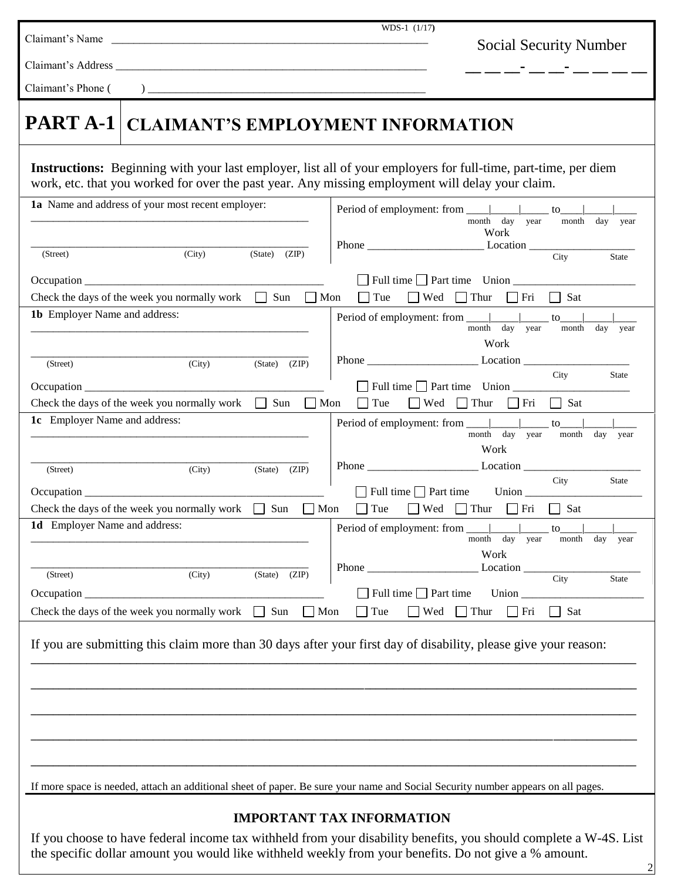WDS-1 (1/17)

Claimant's Name \_\_\_\_\_\_\_\_\_\_\_\_\_\_\_\_\_\_\_\_\_\_\_\_\_\_\_\_\_\_\_\_\_\_\_\_\_\_\_\_\_\_\_\_\_\_

Claimant's Address \_\_\_\_\_\_\_\_\_\_\_\_\_\_\_\_\_\_\_\_\_\_\_\_\_\_\_\_\_\_\_\_\_\_\_\_\_\_\_\_\_\_\_\_\_\_

Claimant's Phone (     ) \_\_\_\_\_\_\_\_\_\_\_\_\_\_\_\_\_\_\_\_\_\_\_\_\_\_\_\_\_\_\_\_\_\_\_\_\_\_\_\_

Social Security Number

\_\_ \_\_ \_\_- \_\_ \_\_- \_\_ \_\_ \_\_ \_\_

# PART A-1 CLAIMANT'S EMPLOYMENT INFORMATION

**Instructions:** Beginning with your last employer, list all of your employers for full-time, part-time, per diem work, etc. that you worked for over the past year. Any missing employment will delay your claim.

**1a** Name and address of your most recent employer: \_\_\_\_\_\_\_\_\_\_\_\_\_\_\_\_\_\_\_\_\_\_\_\_\_\_\_\_\_\_\_\_

\_\_\_\_\_\_\_\_\_\_\_\_\_\_\_\_\_\_\_\_\_\_\_\_\_\_\_\_\_\_\_\_\_\_\_\_\_\_\_\_
(Street) (City) (State) (ZIP)

Period of employment: from \_\_\_\_|\_\_\_\_\_|\_\_\_\_\_ to\_\_\_\_|\_\_\_\_\_|\_\_\_\_
month day year month day year

Phone \_\_\_\_\_\_\_\_\_\_\_\_\_\_\_\_\_\_\_\_ Work Location \_\_\_\_\_\_\_\_\_\_\_\_\_\_\_\_\_\_\_
City State

Occupation \_\_\_\_\_\_\_\_\_\_\_\_\_\_\_\_\_\_\_\_\_\_\_\_\_\_\_\_\_\_\_\_\_\_\_\_\_\_\_\_ ☐ Full time ☐ Part time Union \_\_\_\_\_\_\_\_\_\_\_\_\_\_\_\_\_\_\_\_\_\_

Check the days of the week you normally work ☐ Sun ☐ Mon ☐ Tue ☐ Wed ☐ Thur ☐ Fri ☐ Sat

**1b** Employer Name and address: \_\_\_\_\_\_\_\_\_\_\_\_\_\_\_\_\_\_\_\_\_\_\_\_\_\_\_\_\_\_\_\_

\_\_\_\_\_\_\_\_\_\_\_\_\_\_\_\_\_\_\_\_\_\_\_\_\_\_\_\_\_\_\_\_\_\_\_\_\_\_\_\_
(Street) (City) (State) (ZIP)

Period of employment: from \_\_\_\_|\_\_\_\_\_|\_\_\_\_\_ to\_\_\_\_|\_\_\_\_\_|\_\_\_\_
month day year month day year

Phone \_\_\_\_\_\_\_\_\_\_\_\_\_\_\_\_\_\_\_\_ Work Location \_\_\_\_\_\_\_\_\_\_\_\_\_\_\_\_\_\_\_
City State

Occupation \_\_\_\_\_\_\_\_\_\_\_\_\_\_\_\_\_\_\_\_\_\_\_\_\_\_\_\_\_\_\_\_\_\_\_\_\_\_\_\_ ☐ Full time ☐ Part time Union \_\_\_\_\_\_\_\_\_\_\_\_\_\_\_\_\_\_\_\_\_\_

Check the days of the week you normally work ☐ Sun ☐ Mon ☐ Tue ☐ Wed ☐ Thur ☐ Fri ☐ Sat

**1c** Employer Name and address: \_\_\_\_\_\_\_\_\_\_\_\_\_\_\_\_\_\_\_\_\_\_\_\_\_\_\_\_\_\_\_\_

\_\_\_\_\_\_\_\_\_\_\_\_\_\_\_\_\_\_\_\_\_\_\_\_\_\_\_\_\_\_\_\_\_\_\_\_\_\_\_\_
(Street) (City) (State) (ZIP)

Period of employment: from \_\_\_\_|\_\_\_\_\_|\_\_\_\_\_ to\_\_\_\_|\_\_\_\_\_|\_\_\_\_
month day year month day year

Phone \_\_\_\_\_\_\_\_\_\_\_\_\_\_\_\_\_\_\_\_ Work Location \_\_\_\_\_\_\_\_\_\_\_\_\_\_\_\_\_\_\_
City State

Occupation \_\_\_\_\_\_\_\_\_\_\_\_\_\_\_\_\_\_\_\_\_\_\_\_\_\_\_\_\_\_\_\_\_\_\_\_\_\_\_\_ ☐ Full time ☐ Part time Union \_\_\_\_\_\_\_\_\_\_\_\_\_\_\_\_\_\_\_\_\_\_

Check the days of the week you normally work ☐ Sun ☐ Mon ☐ Tue ☐ Wed ☐ Thur ☐ Fri ☐ Sat

**1d** Employer Name and address: \_\_\_\_\_\_\_\_\_\_\_\_\_\_\_\_\_\_\_\_\_\_\_\_\_\_\_\_\_\_\_\_

\_\_\_\_\_\_\_\_\_\_\_\_\_\_\_\_\_\_\_\_\_\_\_\_\_\_\_\_\_\_\_\_\_\_\_\_\_\_\_\_
(Street) (City) (State) (ZIP)

Period of employment: from \_\_\_\_|\_\_\_\_\_|\_\_\_\_\_ to\_\_\_\_|\_\_\_\_\_|\_\_\_\_
month day year month day year

Phone \_\_\_\_\_\_\_\_\_\_\_\_\_\_\_\_\_\_\_\_ Work Location \_\_\_\_\_\_\_\_\_\_\_\_\_\_\_\_\_\_\_
City State

Occupation \_\_\_\_\_\_\_\_\_\_\_\_\_\_\_\_\_\_\_\_\_\_\_\_\_\_\_\_\_\_\_\_\_\_\_\_\_\_\_\_ ☐ Full time ☐ Part time Union \_\_\_\_\_\_\_\_\_\_\_\_\_\_\_\_\_\_\_\_\_\_

Check the days of the week you normally work ☐ Sun ☐ Mon ☐ Tue ☐ Wed ☐ Thur ☐ Fri ☐ Sat

If you are submitting this claim more than 30 days after your first day of disability, please give your reason:

\_\_\_\_\_\_\_\_\_\_\_\_\_\_\_\_\_\_\_\_\_\_\_\_\_\_\_\_\_\_\_\_\_\_\_\_\_\_\_\_\_\_\_\_\_\_\_\_\_\_\_\_\_\_\_\_\_\_\_\_\_\_\_\_\_\_\_\_\_\_\_\_\_\_\_\_\_\_

\_\_\_\_\_\_\_\_\_\_\_\_\_\_\_\_\_\_\_\_\_\_\_\_\_\_\_\_\_\_\_\_\_\_\_\_\_\_\_\_\_\_\_\_\_\_\_\_\_\_\_\_\_\_\_\_\_\_\_\_\_\_\_\_\_\_\_\_\_\_\_\_\_\_\_\_\_\_

\_\_\_\_\_\_\_\_\_\_\_\_\_\_\_\_\_\_\_\_\_\_\_\_\_\_\_\_\_\_\_\_\_\_\_\_\_\_\_\_\_\_\_\_\_\_\_\_\_\_\_\_\_\_\_\_\_\_\_\_\_\_\_\_\_\_\_\_\_\_\_\_\_\_\_\_\_\_

\_\_\_\_\_\_\_\_\_\_\_\_\_\_\_\_\_\_\_\_\_\_\_\_\_\_\_\_\_\_\_\_\_\_\_\_\_\_\_\_\_\_\_\_\_\_\_\_\_\_\_\_\_\_\_\_\_\_\_\_\_\_\_\_\_\_\_\_\_\_\_\_\_\_\_\_\_\_

\_\_\_\_\_\_\_\_\_\_\_\_\_\_\_\_\_\_\_\_\_\_\_\_\_\_\_\_\_\_\_\_\_\_\_\_\_\_\_\_\_\_\_\_\_\_\_\_\_\_\_\_\_\_\_\_\_\_\_\_\_\_\_\_\_\_\_\_\_\_\_\_\_\_\_\_\_\_

If more space is needed, attach an additional sheet of paper. Be sure your name and Social Security number appears on all pages.

## IMPORTANT TAX INFORMATION

If you choose to have federal income tax withheld from your disability benefits, you should complete a W-4S. List the specific dollar amount you would like withheld weekly from your benefits. Do not give a % amount.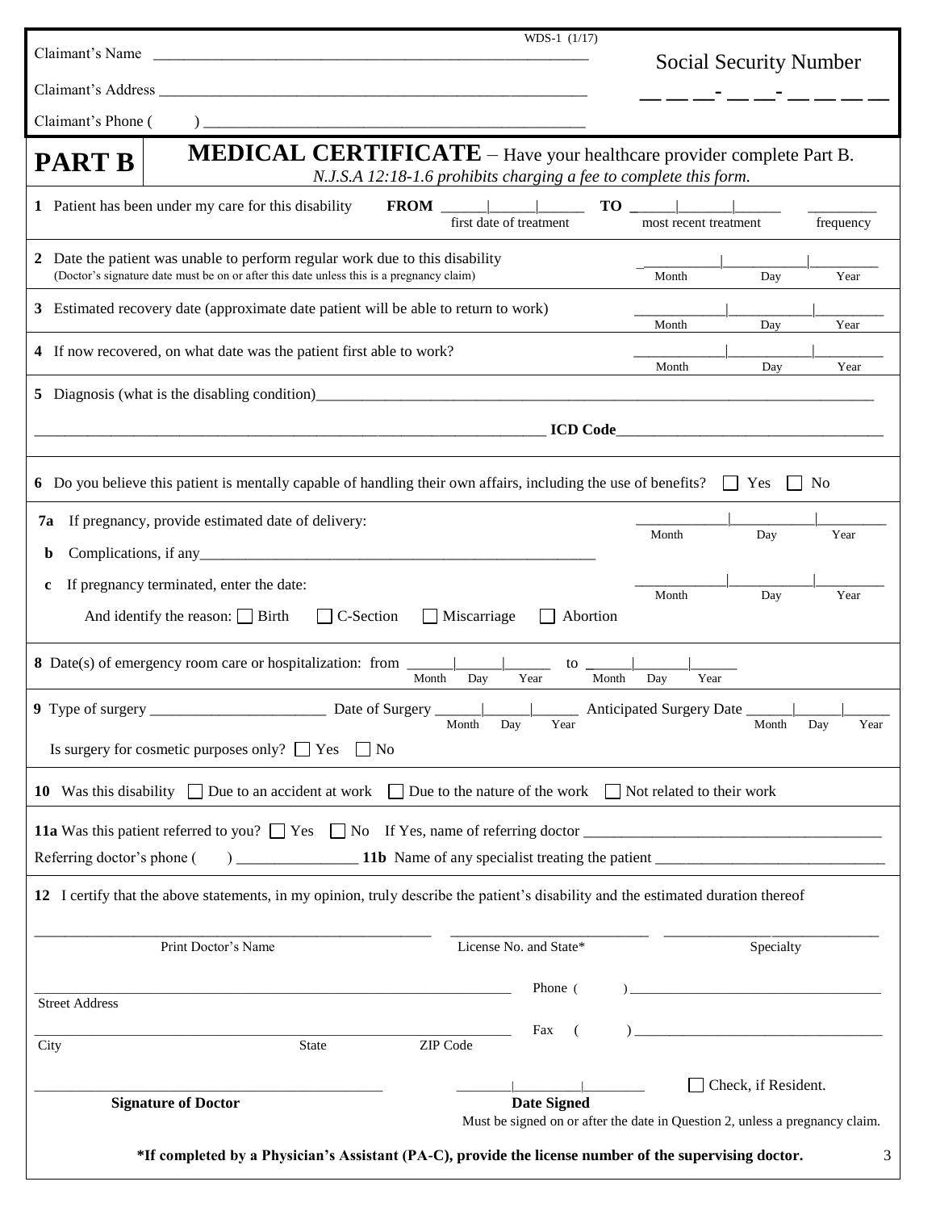WDS-1 (1/17)

Claimant's Name ______________________________________________

Claimant's Address ______________________________________________

Claimant's Phone (     ) ______________________________________________

**Social Security Number**

___ ___ ___ - ___ ___ - ___ ___ ___ ___

# PART B

## MEDICAL CERTIFICATE – Have your healthcare provider complete Part B.

*N.J.S.A 12:18-1.6 prohibits charging a fee to complete this form.*

**1** Patient has been under my care for this disability **FROM** ______|______|______ (first date of treatment) **TO** ______|______|______ (most recent treatment) ________ (frequency)

**2** Date the patient was unable to perform regular work due to this disability
(Doctor's signature date must be on or after this date unless this is a pregnancy claim) ______|______|______ (Month Day Year)

**3** Estimated recovery date (approximate date patient will be able to return to work) ______|______|______ (Month Day Year)

**4** If now recovered, on what date was the patient first able to work? ______|______|______ (Month Day Year)

**5** Diagnosis (what is the disabling condition) ______________________________________________

______________________________________________ **ICD Code** ______________________________

**6** Do you believe this patient is mentally capable of handling their own affairs, including the use of benefits? ☐ Yes ☐ No

**7a** If pregnancy, provide estimated date of delivery: ______|______|______ (Month Day Year)

**b** Complications, if any ______________________________________________

**c** If pregnancy terminated, enter the date: ______|______|______ (Month Day Year)

And identify the reason: ☐ Birth ☐ C-Section ☐ Miscarriage ☐ Abortion

**8** Date(s) of emergency room care or hospitalization: from ______|______|______ (Month Day Year) to ______|______|______ (Month Day Year)

**9** Type of surgery ______________________ Date of Surgery ______|______|______ (Month Day Year) Anticipated Surgery Date ______|______|______ (Month Day Year)

Is surgery for cosmetic purposes only? ☐ Yes ☐ No

**10** Was this disability ☐ Due to an accident at work ☐ Due to the nature of the work ☐ Not related to their work

**11a** Was this patient referred to you? ☐ Yes ☐ No If Yes, name of referring doctor ______________________________

Referring doctor's phone (     ) ______________ **11b** Name of any specialist treating the patient ______________________________

**12** I certify that the above statements, in my opinion, truly describe the patient's disability and the estimated duration thereof

______________________________ Print Doctor's Name

______________________________ License No. and State*

______________________________ Specialty

______________________________ Street Address

Phone (     ) ______________________________

______________________________ City     State     ZIP Code

Fax (     ) ______________________________

______________________________ **Signature of Doctor**

______|______|______ **Date Signed**

☐ Check, if Resident.

Must be signed on or after the date in Question 2, unless a pregnancy claim.

**\*If completed by a Physician's Assistant (PA-C), provide the license number of the supervising doctor.**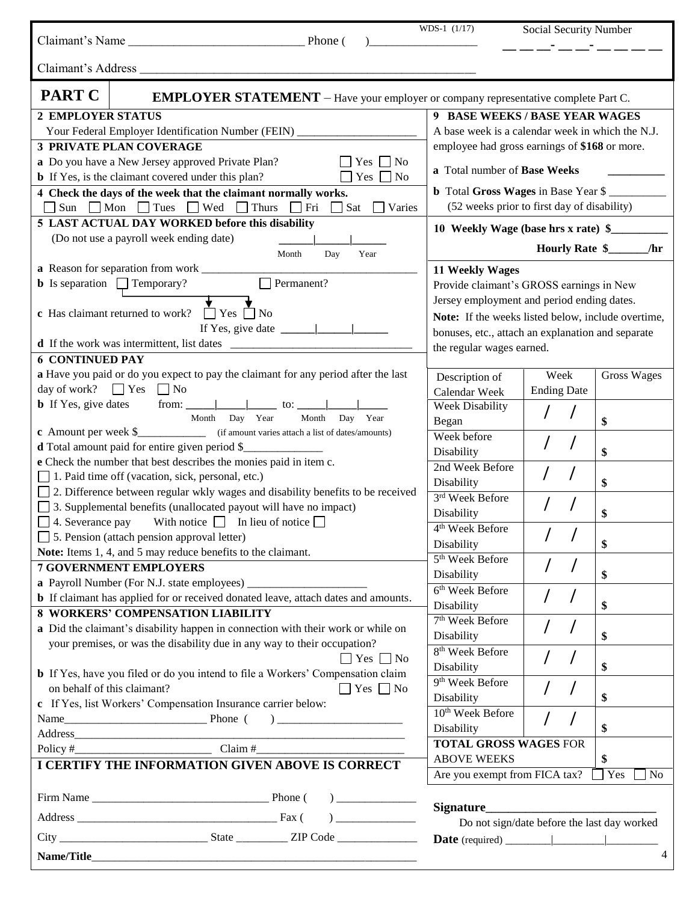Claimant's Name ____________________________ Phone ( )_________________ WDS-1 (1/17) Social Security Number ___ ___ ___ - ___ ___ - ___ ___ ___ ___

Claimant's Address ______________________________________________________

## PART C EMPLOYER STATEMENT – Have your employer or company representative complete Part C.

**2 EMPLOYER STATUS**

Your Federal Employer Identification Number (FEIN) ____________________

**3 PRIVATE PLAN COVERAGE**

**a** Do you have a New Jersey approved Private Plan? ☐ Yes ☐ No

**b** If Yes, is the claimant covered under this plan? ☐ Yes ☐ No

**4 Check the days of the week that the claimant normally works.**

☐ Sun ☐ Mon ☐ Tues ☐ Wed ☐ Thurs ☐ Fri ☐ Sat ☐ Varies

**5 LAST ACTUAL DAY WORKED before this disability**

(Do not use a payroll week ending date) ______|______|______ (Month Day Year)

**a** Reason for separation from work ____________________________________

**b** Is separation ☐ Temporary? ☐ Permanent?

**c** Has claimant returned to work? ☐ Yes ☐ No

If Yes, give date ______|______|______

**d** If the work was intermittent, list dates ________________________________

**6 CONTINUED PAY**

**a** Have you paid or do you expect to pay the claimant for any period after the last day of work? ☐ Yes ☐ No

**b** If Yes, give dates from: _____|_____|_____ to: _____|_____|_____ (Month Day Year Month Day Year)

**c** Amount per week $____________ (if amount varies attach a list of dates/amounts)

**d** Total amount paid for entire given period $______________

**e** Check the number that best describes the monies paid in item c.

☐ 1. Paid time off (vacation, sick, personal, etc.)

☐ 2. Difference between regular wkly wages and disability benefits to be received

☐ 3. Supplemental benefits (unallocated payout will have no impact)

☐ 4. Severance pay With notice ☐ In lieu of notice ☐

☐ 5. Pension (attach pension approval letter)

**Note:** Items 1, 4, and 5 may reduce benefits to the claimant.

**7 GOVERNMENT EMPLOYERS**

**a** Payroll Number (For N.J. state employees) ____________________

**b** If claimant has applied for or received donated leave, attach dates and amounts.

**8 WORKERS' COMPENSATION LIABILITY**

**a** Did the claimant's disability happen in connection with their work or while on your premises, or was the disability due in any way to their occupation? ☐ Yes ☐ No

**b** If Yes, have you filed or do you intend to file a Workers' Compensation claim on behalf of this claimant? ☐ Yes ☐ No

**c** If Yes, list Workers' Compensation Insurance carrier below:

Name________________________ Phone ( ) ______________________

Address____________________________________________________________

Policy #_______________________ Claim #_________________________

**I CERTIFY THE INFORMATION GIVEN ABOVE IS CORRECT**

Firm Name ______________________________ Phone ( ) ______________

Address ___________________________________ Fax ( ) ______________

City _________________________ State _________ ZIP Code ______________

**Name/Title**__________________________________________________________

**9 BASE WEEKS / BASE YEAR WAGES**

A base week is a calendar week in which the N.J. employee had gross earnings of **$168** or more.

**a** Total number of **Base Weeks** _________

**b** Total **Gross Wages** in Base Year $ __________ (52 weeks prior to first day of disability)

**10 Weekly Wage (base hrs x rate) $__________**

**Hourly Rate $_______/hr**

**11 Weekly Wages**

Provide claimant's GROSS earnings in New Jersey employment and period ending dates.

**Note:** If the weeks listed below, include overtime, bonuses, etc., attach an explanation and separate the regular wages earned.

| Description of Calendar Week | Week Ending Date | Gross Wages |
|---|---|---|
| Week Disability Began | / / | $ |
| Week before Disability | / / | $ |
| 2nd Week Before Disability | / / | $ |
| 3rd Week Before Disability | / / | $ |
| 4th Week Before Disability | / / | $ |
| 5th Week Before Disability | / / | $ |
| 6th Week Before Disability | / / | $ |
| 7th Week Before Disability | / / | $ |
| 8th Week Before Disability | / / | $ |
| 9th Week Before Disability | / / | $ |
| 10th Week Before Disability | / / | $ |
| **TOTAL GROSS WAGES** FOR ABOVE WEEKS | | $ |

Are you exempt from FICA tax? ☐ Yes ☐ No

**Signature**____________________________

Do not sign/date before the last day worked

**Date** (required) ________|_________|_________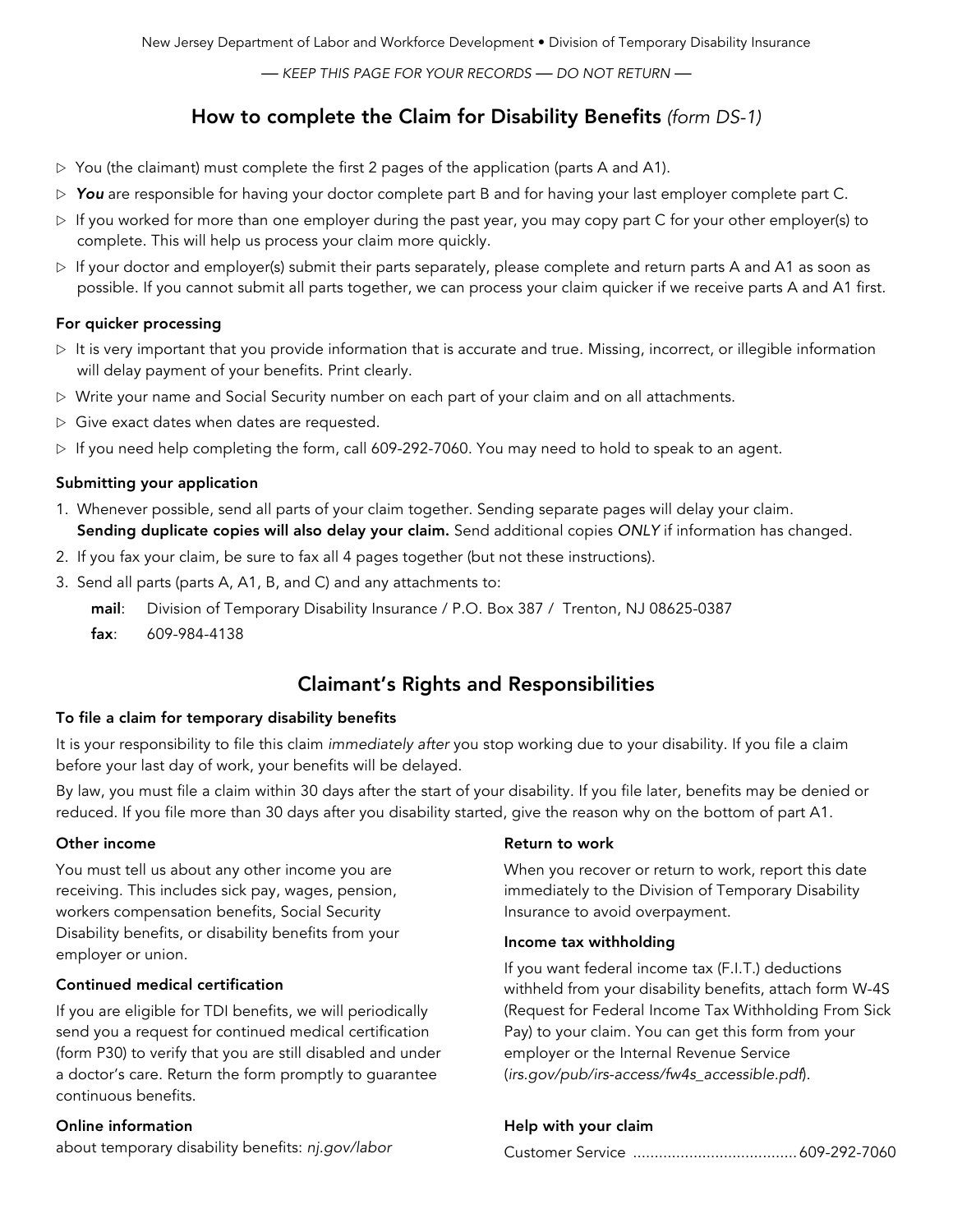New Jersey Department of Labor and Workforce Development • Division of Temporary Disability Insurance

— *KEEP THIS PAGE FOR YOUR RECORDS — DO NOT RETURN* —

## How to complete the Claim for Disability Benefits *(form DS-1)*

- You (the claimant) must complete the first 2 pages of the application (parts A and A1).
- ***You*** are responsible for having your doctor complete part B and for having your last employer complete part C.
- If you worked for more than one employer during the past year, you may copy part C for your other employer(s) to complete. This will help us process your claim more quickly.
- If your doctor and employer(s) submit their parts separately, please complete and return parts A and A1 as soon as possible. If you cannot submit all parts together, we can process your claim quicker if we receive parts A and A1 first.

### For quicker processing

- It is very important that you provide information that is accurate and true. Missing, incorrect, or illegible information will delay payment of your benefits. Print clearly.
- Write your name and Social Security number on each part of your claim and on all attachments.
- Give exact dates when dates are requested.
- If you need help completing the form, call 609-292-7060. You may need to hold to speak to an agent.

### Submitting your application

1. Whenever possible, send all parts of your claim together. Sending separate pages will delay your claim. **Sending duplicate copies will also delay your claim.** Send additional copies *ONLY* if information has changed.
2. If you fax your claim, be sure to fax all 4 pages together (but not these instructions).
3. Send all parts (parts A, A1, B, and C) and any attachments to:

   **mail**: Division of Temporary Disability Insurance / P.O. Box 387 / Trenton, NJ 08625-0387

   **fax**: 609-984-4138

## Claimant's Rights and Responsibilities

### To file a claim for temporary disability benefits

It is your responsibility to file this claim *immediately after* you stop working due to your disability. If you file a claim before your last day of work, your benefits will be delayed.

By law, you must file a claim within 30 days after the start of your disability. If you file later, benefits may be denied or reduced. If you file more than 30 days after you disability started, give the reason why on the bottom of part A1.

### Other income

You must tell us about any other income you are receiving. This includes sick pay, wages, pension, workers compensation benefits, Social Security Disability benefits, or disability benefits from your employer or union.

### Continued medical certification

If you are eligible for TDI benefits, we will periodically send you a request for continued medical certification (form P30) to verify that you are still disabled and under a doctor's care. Return the form promptly to guarantee continuous benefits.

### Online information

about temporary disability benefits: *nj.gov/labor*

### Return to work

When you recover or return to work, report this date immediately to the Division of Temporary Disability Insurance to avoid overpayment.

### Income tax withholding

If you want federal income tax (F.I.T.) deductions withheld from your disability benefits, attach form W-4S (Request for Federal Income Tax Withholding From Sick Pay) to your claim. You can get this form from your employer or the Internal Revenue Service (*irs.gov/pub/irs-access/fw4s_accessible.pdf*).

### Help with your claim

Customer Service ...................................... 609-292-7060